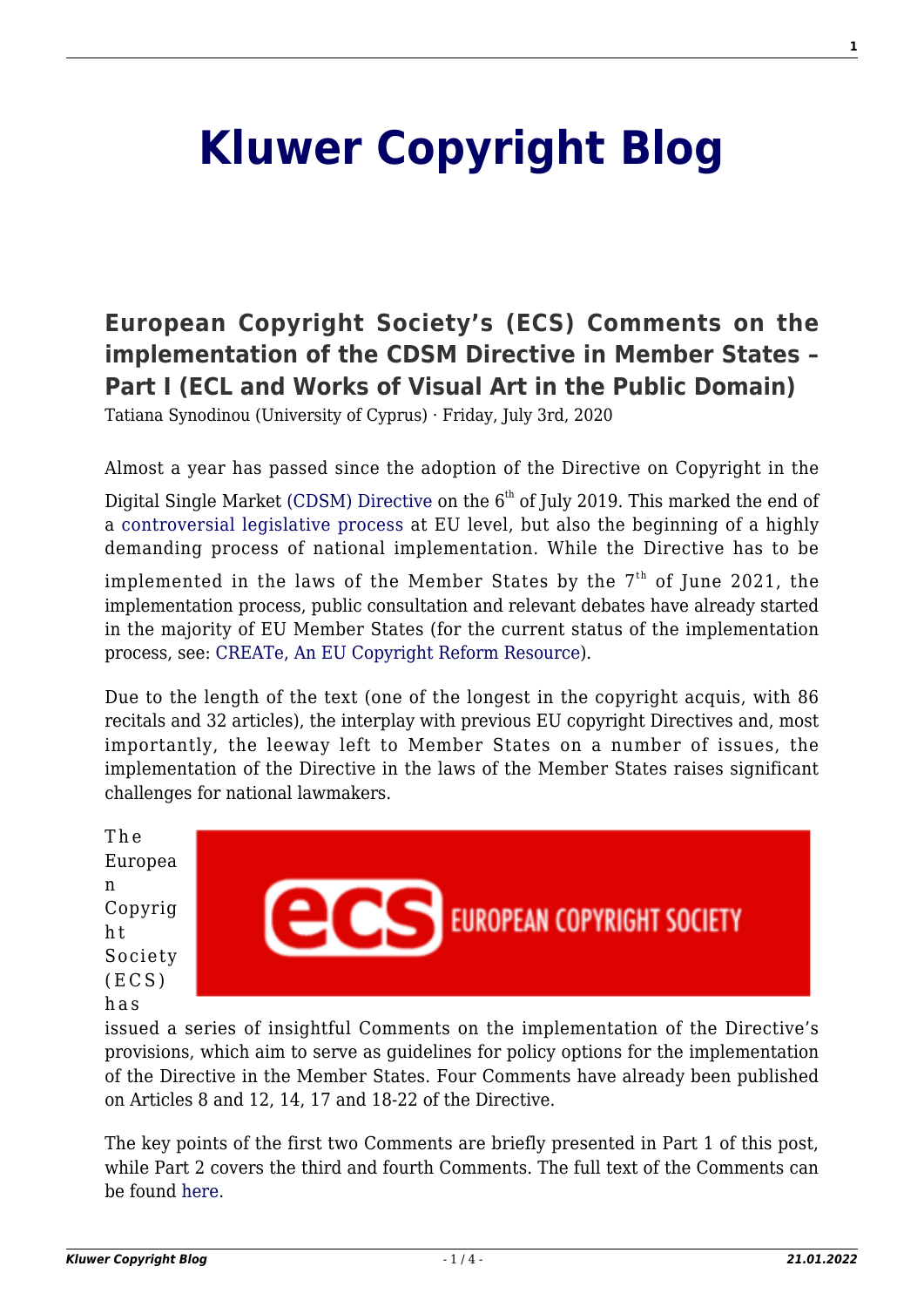# Kluwer Copyright Blog

## European Copyright Society's (ECS) Comments on the implementation of the CDSM Directive in Member States – Part I (ECL and Works of Visual Art in the Public Domain)

Tatiana Synodinou (University of Cyprus) · Friday, July 3rd, 2020

Almost a year has passed since the adoption of the Directive on Copyright in the Digital Single Market (CDSM) Directive on the 6th of July 2019. This marked the end of a controversial legislative process at EU level, but also the beginning of a highly demanding process of national implementation. While the Directive has to be implemented in the laws of the Member States by the 7th of June 2021, the implementation process, public consultation and relevant debates have already started in the majority of EU Member States (for the current status of the implementation process, see: CREATe, An EU Copyright Reform Resource).

Due to the length of the text (one of the longest in the copyright acquis, with 86 recitals and 32 articles), the interplay with previous EU copyright Directives and, most importantly, the leeway left to Member States on a number of issues, the implementation of the Directive in the laws of the Member States raises significant challenges for national lawmakers.

The European Copyright Society (ECS) has issued a series of insightful Comments on the implementation of the Directive's provisions, which aim to serve as guidelines for policy options for the implementation of the Directive in the Member States. Four Comments have already been published on Articles 8 and 12, 14, 17 and 18-22 of the Directive.

The key points of the first two Comments are briefly presented in Part 1 of this post, while Part 2 covers the third and fourth Comments. The full text of the Comments can be found here.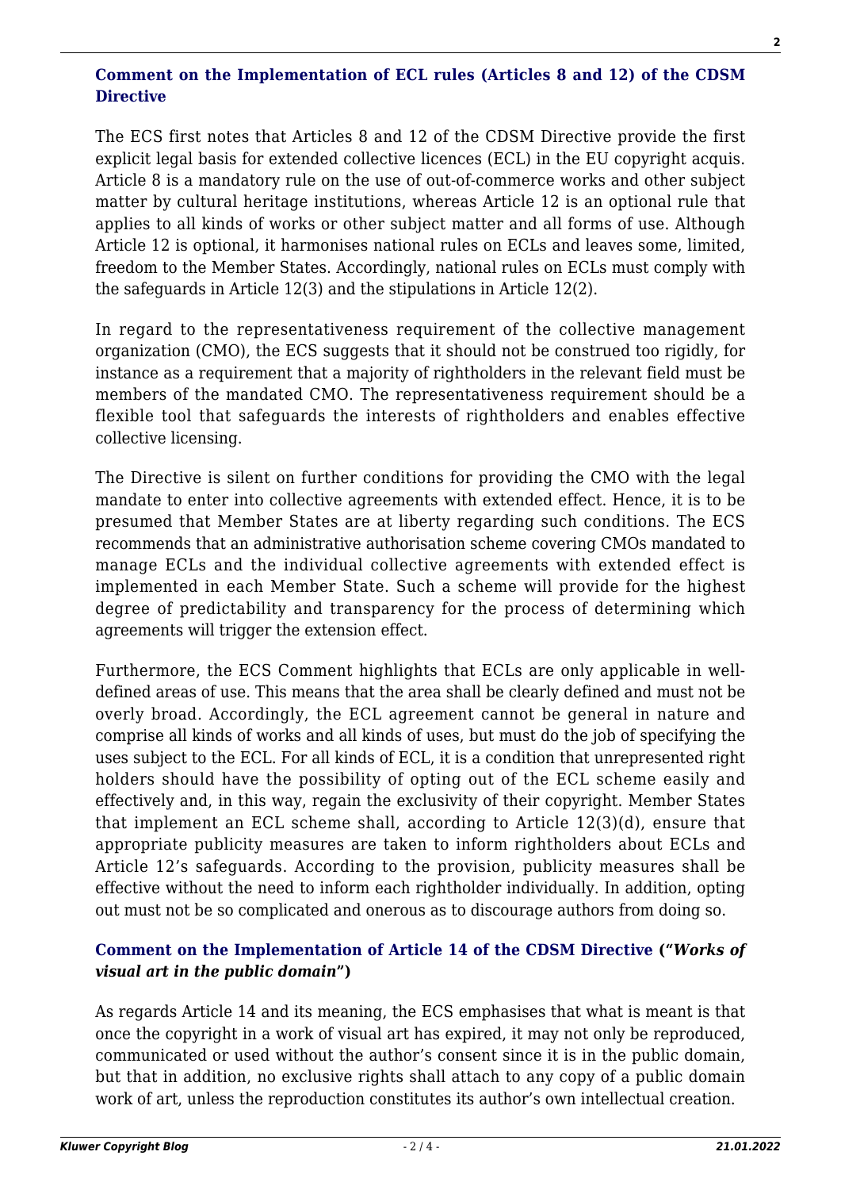### [Comment on the Implementation of ECL rules (Articles 8 and 12) of the CDSM Directive](#)

The ECS first notes that Articles 8 and 12 of the CDSM Directive provide the first explicit legal basis for extended collective licences (ECL) in the EU copyright acquis. Article 8 is a mandatory rule on the use of out-of-commerce works and other subject matter by cultural heritage institutions, whereas Article 12 is an optional rule that applies to all kinds of works or other subject matter and all forms of use. Although Article 12 is optional, it harmonises national rules on ECLs and leaves some, limited, freedom to the Member States. Accordingly, national rules on ECLs must comply with the safeguards in Article 12(3) and the stipulations in Article 12(2).

In regard to the representativeness requirement of the collective management organization (CMO), the ECS suggests that it should not be construed too rigidly, for instance as a requirement that a majority of rightholders in the relevant field must be members of the mandated CMO. The representativeness requirement should be a flexible tool that safeguards the interests of rightholders and enables effective collective licensing.

The Directive is silent on further conditions for providing the CMO with the legal mandate to enter into collective agreements with extended effect. Hence, it is to be presumed that Member States are at liberty regarding such conditions. The ECS recommends that an administrative authorisation scheme covering CMOs mandated to manage ECLs and the individual collective agreements with extended effect is implemented in each Member State. Such a scheme will provide for the highest degree of predictability and transparency for the process of determining which agreements will trigger the extension effect.

Furthermore, the ECS Comment highlights that ECLs are only applicable in well-defined areas of use. This means that the area shall be clearly defined and must not be overly broad. Accordingly, the ECL agreement cannot be general in nature and comprise all kinds of works and all kinds of uses, but must do the job of specifying the uses subject to the ECL. For all kinds of ECL, it is a condition that unrepresented right holders should have the possibility of opting out of the ECL scheme easily and effectively and, in this way, regain the exclusivity of their copyright. Member States that implement an ECL scheme shall, according to Article 12(3)(d), ensure that appropriate publicity measures are taken to inform rightholders about ECLs and Article 12's safeguards. According to the provision, publicity measures shall be effective without the need to inform each rightholder individually. In addition, opting out must not be so complicated and onerous as to discourage authors from doing so.

### [Comment on the Implementation of Article 14 of the CDSM Directive](#) (*"Works of visual art in the public domain"*)

As regards Article 14 and its meaning, the ECS emphasises that what is meant is that once the copyright in a work of visual art has expired, it may not only be reproduced, communicated or used without the author's consent since it is in the public domain, but that in addition, no exclusive rights shall attach to any copy of a public domain work of art, unless the reproduction constitutes its author's own intellectual creation.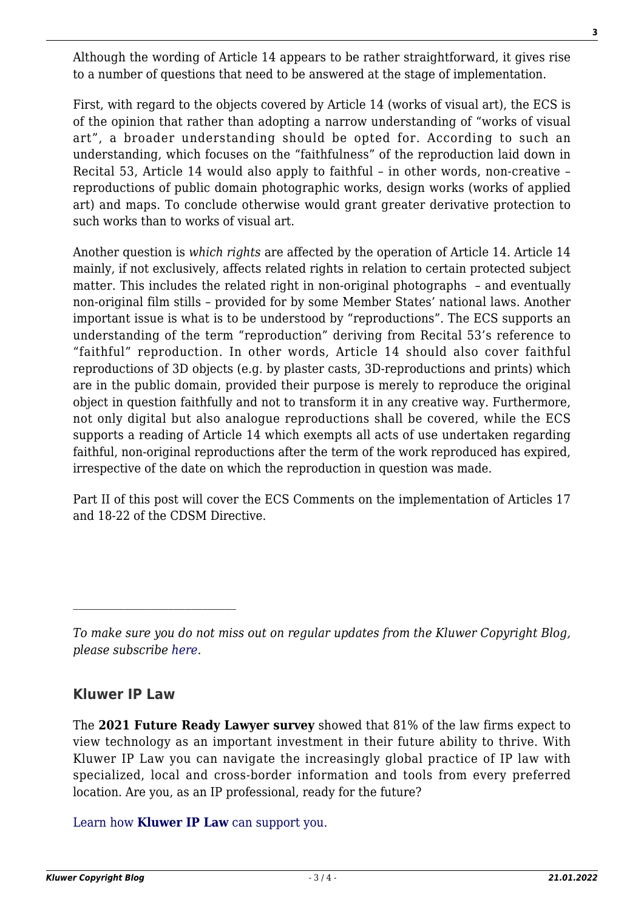Although the wording of Article 14 appears to be rather straightforward, it gives rise to a number of questions that need to be answered at the stage of implementation.

First, with regard to the objects covered by Article 14 (works of visual art), the ECS is of the opinion that rather than adopting a narrow understanding of "works of visual art", a broader understanding should be opted for. According to such an understanding, which focuses on the "faithfulness" of the reproduction laid down in Recital 53, Article 14 would also apply to faithful – in other words, non-creative – reproductions of public domain photographic works, design works (works of applied art) and maps. To conclude otherwise would grant greater derivative protection to such works than to works of visual art.

Another question is *which rights* are affected by the operation of Article 14. Article 14 mainly, if not exclusively, affects related rights in relation to certain protected subject matter. This includes the related right in non-original photographs – and eventually non-original film stills – provided for by some Member States' national laws. Another important issue is what is to be understood by "reproductions". The ECS supports an understanding of the term "reproduction" deriving from Recital 53's reference to "faithful" reproduction. In other words, Article 14 should also cover faithful reproductions of 3D objects (e.g. by plaster casts, 3D-reproductions and prints) which are in the public domain, provided their purpose is merely to reproduce the original object in question faithfully and not to transform it in any creative way. Furthermore, not only digital but also analogue reproductions shall be covered, while the ECS supports a reading of Article 14 which exempts all acts of use undertaken regarding faithful, non-original reproductions after the term of the work reproduced has expired, irrespective of the date on which the reproduction in question was made.

Part II of this post will cover the ECS Comments on the implementation of Articles 17 and 18-22 of the CDSM Directive.

---

*To make sure you do not miss out on regular updates from the Kluwer Copyright Blog, please subscribe here.*

### Kluwer IP Law

The **2021 Future Ready Lawyer survey** showed that 81% of the law firms expect to view technology as an important investment in their future ability to thrive. With Kluwer IP Law you can navigate the increasingly global practice of IP law with specialized, local and cross-border information and tools from every preferred location. Are you, as an IP professional, ready for the future?

Learn how **Kluwer IP Law** can support you.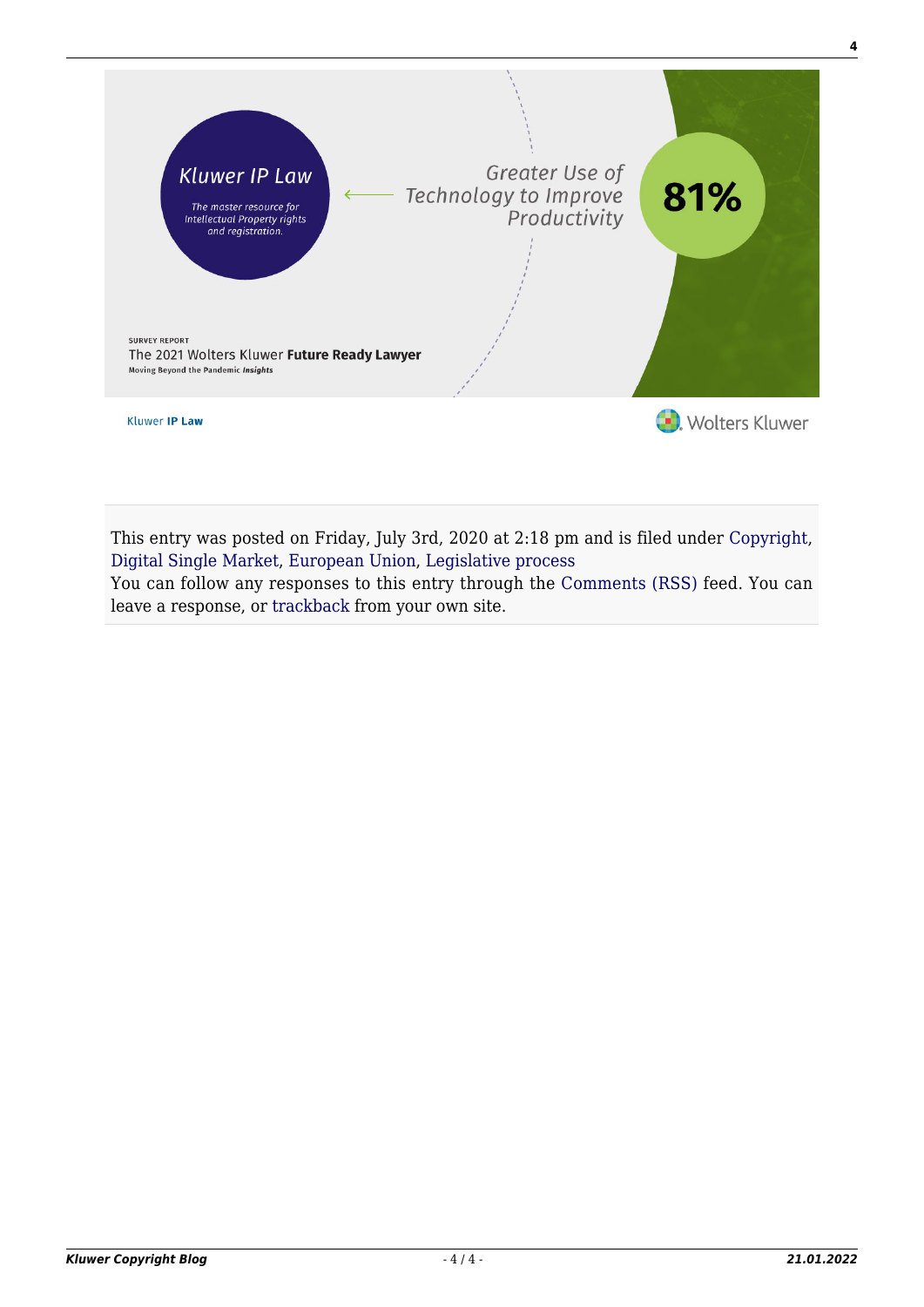Kluwer IP Law

The master resource for Intellectual Property rights and registration.

Greater Use of Technology to Improve Productivity

81%

SURVEY REPORT

The 2021 Wolters Kluwer **Future Ready Lawyer**

Moving Beyond the Pandemic *Insights*

Kluwer **IP Law**

Wolters Kluwer

This entry was posted on Friday, July 3rd, 2020 at 2:18 pm and is filed under Copyright, Digital Single Market, European Union, Legislative process

You can follow any responses to this entry through the Comments (RSS) feed. You can leave a response, or trackback from your own site.